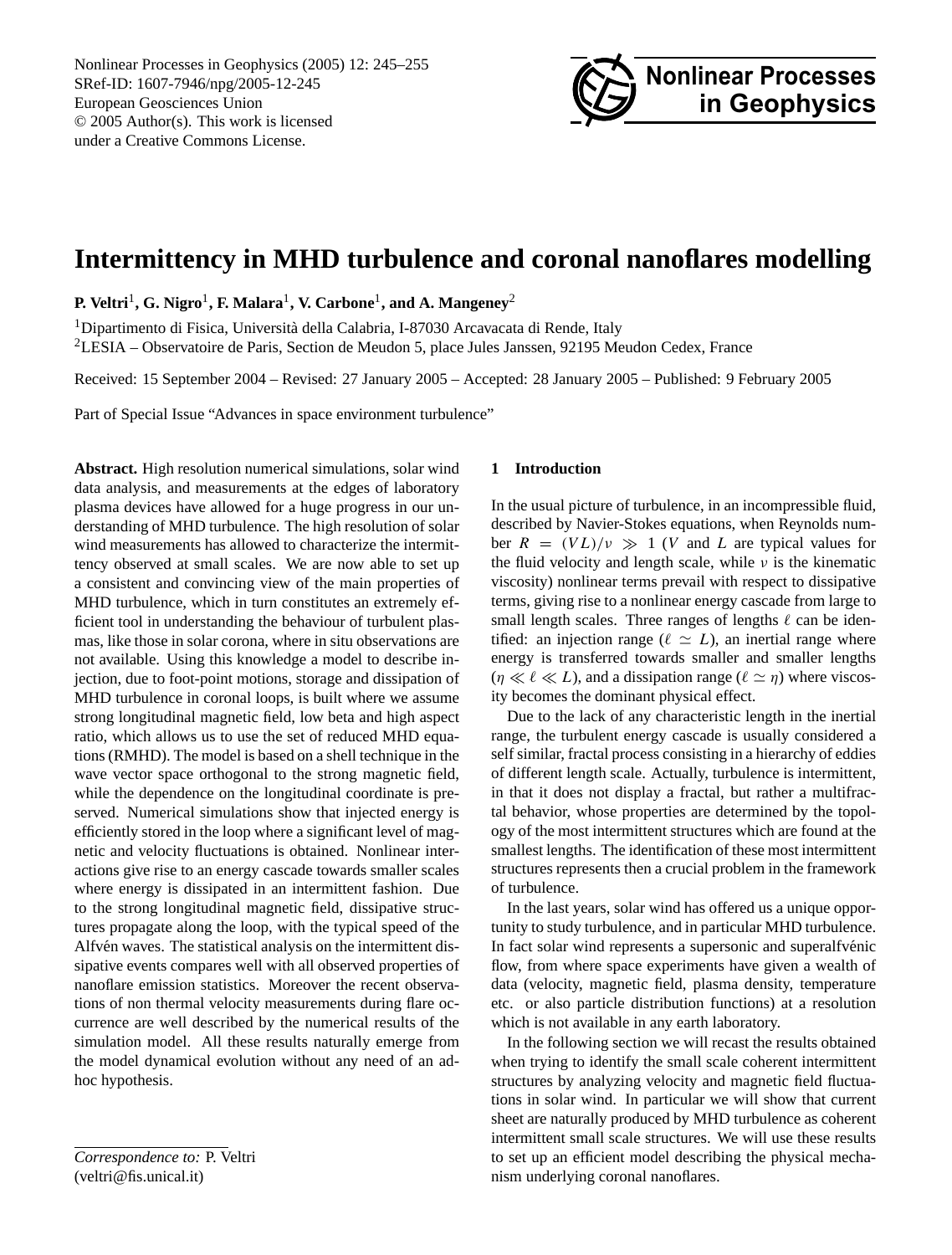# Intermittency in MHD turbulence and coronal nanoflares modelling

**P. Veltri[1], G. Nigro[1], F. Malara[1], V. Carbone[1], and A. Mangeney[2]**

[1]Dipartimento di Fisica, Università della Calabria, I-87030 Arcavacata di Rende, Italy

[2]LESIA – Observatoire de Paris, Section de Meudon 5, place Jules Janssen, 92195 Meudon Cedex, France

Received: 15 September 2004 – Revised: 27 January 2005 – Accepted: 28 January 2005 – Published: 9 February 2005

Part of Special Issue "Advances in space environment turbulence"

**Abstract.** High resolution numerical simulations, solar wind data analysis, and measurements at the edges of laboratory plasma devices have allowed for a huge progress in our understanding of MHD turbulence. The high resolution of solar wind measurements has allowed to characterize the intermittency observed at small scales. We are now able to set up a consistent and convincing view of the main properties of MHD turbulence, which in turn constitutes an extremely efficient tool in understanding the behaviour of turbulent plasmas, like those in solar corona, where in situ observations are not available. Using this knowledge a model to describe injection, due to foot-point motions, storage and dissipation of MHD turbulence in coronal loops, is built where we assume strong longitudinal magnetic field, low beta and high aspect ratio, which allows us to use the set of reduced MHD equations (RMHD). The model is based on a shell technique in the wave vector space orthogonal to the strong magnetic field, while the dependence on the longitudinal coordinate is preserved. Numerical simulations show that injected energy is efficiently stored in the loop where a significant level of magnetic and velocity fluctuations is obtained. Nonlinear interactions give rise to an energy cascade towards smaller scales where energy is dissipated in an intermittent fashion. Due to the strong longitudinal magnetic field, dissipative structures propagate along the loop, with the typical speed of the Alfvén waves. The statistical analysis on the intermittent dissipative events compares well with all observed properties of nanoflare emission statistics. Moreover the recent observations of non thermal velocity measurements during flare occurrence are well described by the numerical results of the simulation model. All these results naturally emerge from the model dynamical evolution without any need of an ad-hoc hypothesis.

*Correspondence to:* P. Veltri
(veltri@fis.unical.it)

## 1 Introduction

In the usual picture of turbulence, in an incompressible fluid, described by Navier-Stokes equations, when Reynolds number $R = (VL)/\nu \gg 1$ ($V$ and $L$ are typical values for the fluid velocity and length scale, while $\nu$ is the kinematic viscosity) nonlinear terms prevail with respect to dissipative terms, giving rise to a nonlinear energy cascade from large to small length scales. Three ranges of lengths $\ell$ can be identified: an injection range ($\ell \simeq L$), an inertial range where energy is transferred towards smaller and smaller lengths ($\eta \ll \ell \ll L$), and a dissipation range ($\ell \simeq \eta$) where viscosity becomes the dominant physical effect.

Due to the lack of any characteristic length in the inertial range, the turbulent energy cascade is usually considered a self similar, fractal process consisting in a hierarchy of eddies of different length scale. Actually, turbulence is intermittent, in that it does not display a fractal, but rather a multifractal behavior, whose properties are determined by the topology of the most intermittent structures which are found at the smallest lengths. The identification of these most intermittent structures represents then a crucial problem in the framework of turbulence.

In the last years, solar wind has offered us a unique opportunity to study turbulence, and in particular MHD turbulence. In fact solar wind represents a supersonic and superalfvénic flow, from where space experiments have given a wealth of data (velocity, magnetic field, plasma density, temperature etc. or also particle distribution functions) at a resolution which is not available in any earth laboratory.

In the following section we will recast the results obtained when trying to identify the small scale coherent intermittent structures by analyzing velocity and magnetic field fluctuations in solar wind. In particular we will show that current sheet are naturally produced by MHD turbulence as coherent intermittent small scale structures. We will use these results to set up an efficient model describing the physical mechanism underlying coronal nanoflares.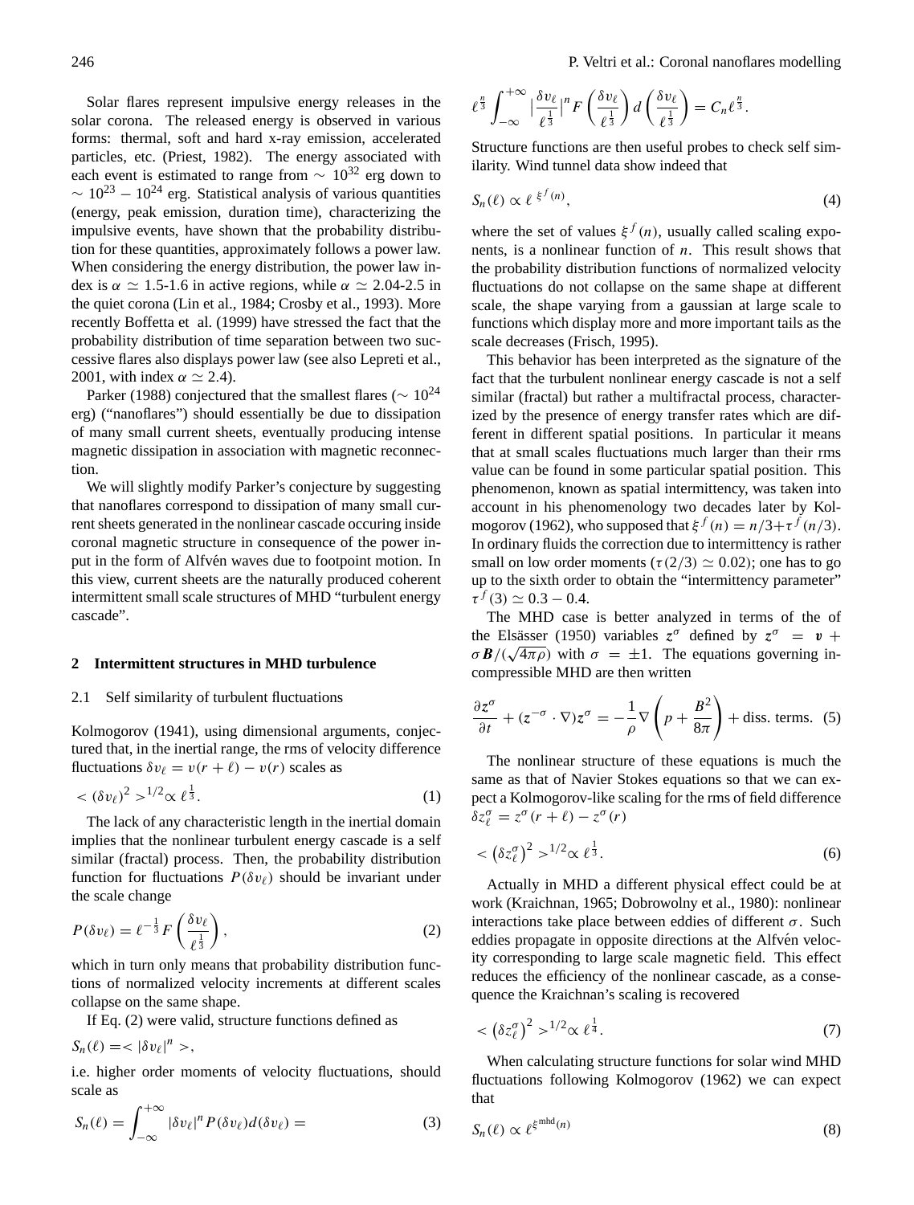Solar flares represent impulsive energy releases in the solar corona. The released energy is observed in various forms: thermal, soft and hard x-ray emission, accelerated particles, etc. (Priest, 1982). The energy associated with each event is estimated to range from $\sim 10^{32}$ erg down to $\sim 10^{23} - 10^{24}$ erg. Statistical analysis of various quantities (energy, peak emission, duration time), characterizing the impulsive events, have shown that the probability distribution for these quantities, approximately follows a power law. When considering the energy distribution, the power law index is $\alpha \simeq$ 1.5-1.6 in active regions, while $\alpha \simeq$ 2.04-2.5 in the quiet corona (Lin et al., 1984; Crosby et al., 1993). More recently Boffetta et al. (1999) have stressed the fact that the probability distribution of time separation between two successive flares also displays power law (see also Lepreti et al., 2001, with index $\alpha \simeq 2.4$).

Parker (1988) conjectured that the smallest flares ($\sim 10^{24}$ erg) ("nanoflares") should essentially be due to dissipation of many small current sheets, eventually producing intense magnetic dissipation in association with magnetic reconnection.

We will slightly modify Parker's conjecture by suggesting that nanoflares correspond to dissipation of many small current sheets generated in the nonlinear cascade occuring inside coronal magnetic structure in consequence of the power input in the form of Alfvén waves due to footpoint motion. In this view, current sheets are the naturally produced coherent intermittent small scale structures of MHD "turbulent energy cascade".

## 2 Intermittent structures in MHD turbulence

### 2.1 Self similarity of turbulent fluctuations

Kolmogorov (1941), using dimensional arguments, conjectured that, in the inertial range, the rms of velocity difference fluctuations $\delta v_\ell = v(r+\ell) - v(r)$ scales as

$$< (\delta v_\ell)^2 >^{1/2} \propto \ell^{\frac{1}{3}}. \tag{1}$$

The lack of any characteristic length in the inertial domain implies that the nonlinear turbulent energy cascade is a self similar (fractal) process. Then, the probability distribution function for fluctuations $P(\delta v_\ell)$ should be invariant under the scale change

$$P(\delta v_\ell) = \ell^{-\frac{1}{3}} F\left(\frac{\delta v_\ell}{\ell^{\frac{1}{3}}}\right), \tag{2}$$

which in turn only means that probability distribution functions of normalized velocity increments at different scales collapse on the same shape.

If Eq. (2) were valid, structure functions defined as

$S_n(\ell) =< |\delta v_\ell|^n >$,

i.e. higher order moments of velocity fluctuations, should scale as

$$S_n(\ell) = \int_{-\infty}^{+\infty} |\delta v_\ell|^n P(\delta v_\ell) d(\delta v_\ell) = \tag{3}$$

$$\ell^{\frac{n}{3}} \int_{-\infty}^{+\infty} \left|\frac{\delta v_\ell}{\ell^{\frac{1}{3}}}\right|^n F\left(\frac{\delta v_\ell}{\ell^{\frac{1}{3}}}\right) d\left(\frac{\delta v_\ell}{\ell^{\frac{1}{3}}}\right) = C_n \ell^{\frac{n}{3}}.$$

Structure functions are then useful probes to check self similarity. Wind tunnel data show indeed that

$$S_n(\ell) \propto \ell^{\,\xi^f(n)}, \tag{4}$$

where the set of values $\xi^f(n)$, usually called scaling exponents, is a nonlinear function of $n$. This result shows that the probability distribution functions of normalized velocity fluctuations do not collapse on the same shape at different scale, the shape varying from a gaussian at large scale to functions which display more and more important tails as the scale decreases (Frisch, 1995).

This behavior has been interpreted as the signature of the fact that the turbulent nonlinear energy cascade is not a self similar (fractal) but rather a multifractal process, characterized by the presence of energy transfer rates which are different in different spatial positions. In particular it means that at small scales fluctuations much larger than their rms value can be found in some particular spatial position. This phenomenon, known as spatial intermittency, was taken into account in his phenomenology two decades later by Kolmogorov (1962), who supposed that $\xi^f(n) = n/3 + \tau^f(n/3)$. In ordinary fluids the correction due to intermittency is rather small on low order moments ($\tau(2/3) \simeq 0.02$); one has to go up to the sixth order to obtain the "intermittency parameter" $\tau^f(3) \simeq 0.3 - 0.4$.

The MHD case is better analyzed in terms of the of the Elsässer (1950) variables $\boldsymbol{z}^\sigma$ defined by $\boldsymbol{z}^\sigma = \boldsymbol{v} + \sigma \boldsymbol{B}/(\sqrt{4\pi\rho})$ with $\sigma = \pm 1$. The equations governing incompressible MHD are then written

$$\frac{\partial \boldsymbol{z}^\sigma}{\partial t} + (\boldsymbol{z}^{-\sigma} \cdot \nabla)\boldsymbol{z}^\sigma = -\frac{1}{\rho}\nabla\left(p + \frac{B^2}{8\pi}\right) + \text{diss. terms.} \tag{5}$$

The nonlinear structure of these equations is much the same as that of Navier Stokes equations so that we can expect a Kolmogorov-like scaling for the rms of field difference $\delta z^\sigma_\ell = z^\sigma(r+\ell) - z^\sigma(r)$

$$< \left(\delta z^\sigma_\ell\right)^2 >^{1/2} \propto \ell^{\frac{1}{3}}. \tag{6}$$

Actually in MHD a different physical effect could be at work (Kraichnan, 1965; Dobrowolny et al., 1980): nonlinear interactions take place between eddies of different $\sigma$. Such eddies propagate in opposite directions at the Alfvén velocity corresponding to large scale magnetic field. This effect reduces the efficiency of the nonlinear cascade, as a consequence the Kraichnan's scaling is recovered

$$< \left(\delta z^\sigma_\ell\right)^2 >^{1/2} \propto \ell^{\frac{1}{4}}. \tag{7}$$

When calculating structure functions for solar wind MHD fluctuations following Kolmogorov (1962) we can expect that

$$S_n(\ell) \propto \ell^{\xi^{\text{mhd}}(n)} \tag{8}$$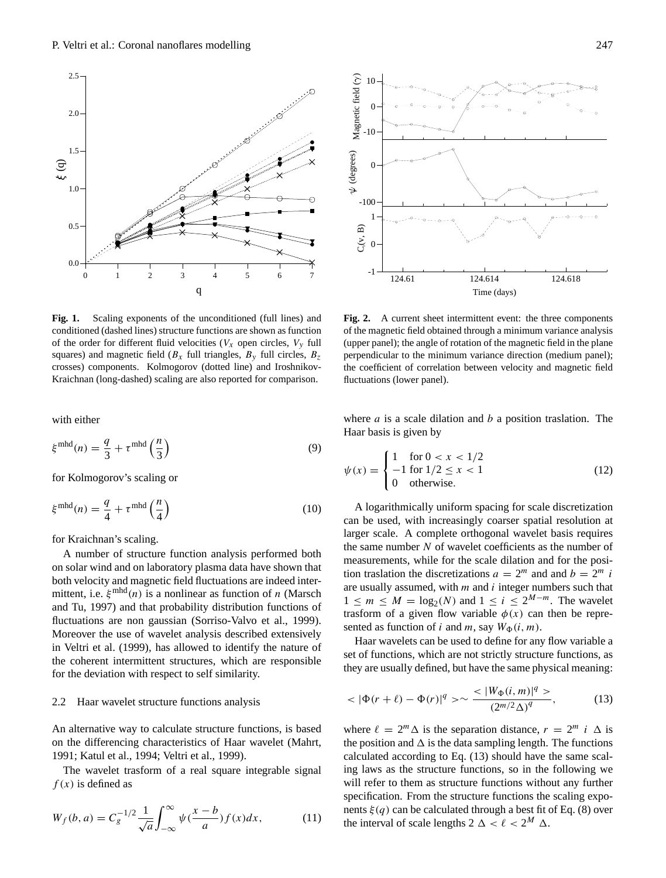2.5
2.0
1.5
1.0
0.5
0.0
ξ (q)
0 1 2 3 4 5 6 7
q

**Fig. 1.** Scaling exponents of the unconditioned (full lines) and conditioned (dashed lines) structure functions are shown as function of the order for different fluid velocities ($V_x$ open circles, $V_y$ full squares) and magnetic field ($B_x$ full triangles, $B_y$ full circles, $B_z$ crosses) components. Kolmogorov (dotted line) and Iroshnikov-Kraichnan (long-dashed) scaling are also reported for comparison.

Magnetic field (γ)
10
0
-10
ψ (degrees)
0
-100
$C_r$(v, B)
1
0
-1
124.61 124.614 124.618
Time (days)

**Fig. 2.** A current sheet intermittent event: the three components of the magnetic field obtained through a minimum variance analysis (upper panel); the angle of rotation of the magnetic field in the plane perpendicular to the minimum variance direction (medium panel); the coefficient of correlation between velocity and magnetic field fluctuations (lower panel).

with either

$$\xi^{\rm mhd}(n) = \frac{q}{3} + \tau^{\rm mhd}\left(\frac{n}{3}\right) \tag{9}$$

for Kolmogorov's scaling or

$$\xi^{\rm mhd}(n) = \frac{q}{4} + \tau^{\rm mhd}\left(\frac{n}{4}\right) \tag{10}$$

for Kraichnan's scaling.

A number of structure function analysis performed both on solar wind and on laboratory plasma data have shown that both velocity and magnetic field fluctuations are indeed intermittent, i.e. $\xi^{\rm mhd}(n)$ is a nonlinear as function of $n$ (Marsch and Tu, 1997) and that probability distribution functions of fluctuations are non gaussian (Sorriso-Valvo et al., 1999). Moreover the use of wavelet analysis described extensively in Veltri et al. (1999), has allowed to identify the nature of the coherent intermittent structures, which are responsible for the deviation with respect to self similarity.

### 2.2 Haar wavelet structure functions analysis

An alternative way to calculate structure functions, is based on the differencing characteristics of Haar wavelet (Mahrt, 1991; Katul et al., 1994; Veltri et al., 1999).

The wavelet trasform of a real square integrable signal $f(x)$ is defined as

$$W_f(b,a) = C_g^{-1/2}\frac{1}{\sqrt{a}}\int_{-\infty}^{\infty}\psi\left(\frac{x-b}{a}\right)f(x)dx, \tag{11}$$

where $a$ is a scale dilation and $b$ a position traslation. The Haar basis is given by

$$\psi(x) = \begin{cases} 1 & \text{for } 0 < x < 1/2 \\ -1 & \text{for } 1/2 \le x < 1 \\ 0 & \text{otherwise.} \end{cases} \tag{12}$$

A logarithmically uniform spacing for scale discretization can be used, with increasingly coarser spatial resolution at larger scale. A complete orthogonal wavelet basis requires the same number $N$ of wavelet coefficients as the number of measurements, while for the scale dilation and for the position traslation the discretizations $a = 2^m$ and and $b = 2^m\ i$ are usually assumed, with $m$ and $i$ integer numbers such that $1 \le m \le M = \log_2(N)$ and $1 \le i \le 2^{M-m}$. The wavelet trasform of a given flow variable $\phi(x)$ can then be represented as function of $i$ and $m$, say $W_\Phi(i,m)$.

Haar wavelets can be used to define for any flow variable a set of functions, which are not strictly structure functions, as they are usually defined, but have the same physical meaning:

$$< |\Phi(r+\ell) - \Phi(r)|^q > \sim \frac{< |W_\Phi(i,m)|^q >}{(2^{m/2}\Delta)^q}, \tag{13}$$

where $\ell = 2^m\Delta$ is the separation distance, $r = 2^m\ i\ \Delta$ is the position and $\Delta$ is the data sampling length. The functions calculated according to Eq. (13) should have the same scaling laws as the structure functions, so in the following we will refer to them as structure functions without any further specification. From the structure functions the scaling exponents $\xi(q)$ can be calculated through a best fit of Eq. (8) over the interval of scale lengths $2\ \Delta < \ell < 2^M\ \Delta$.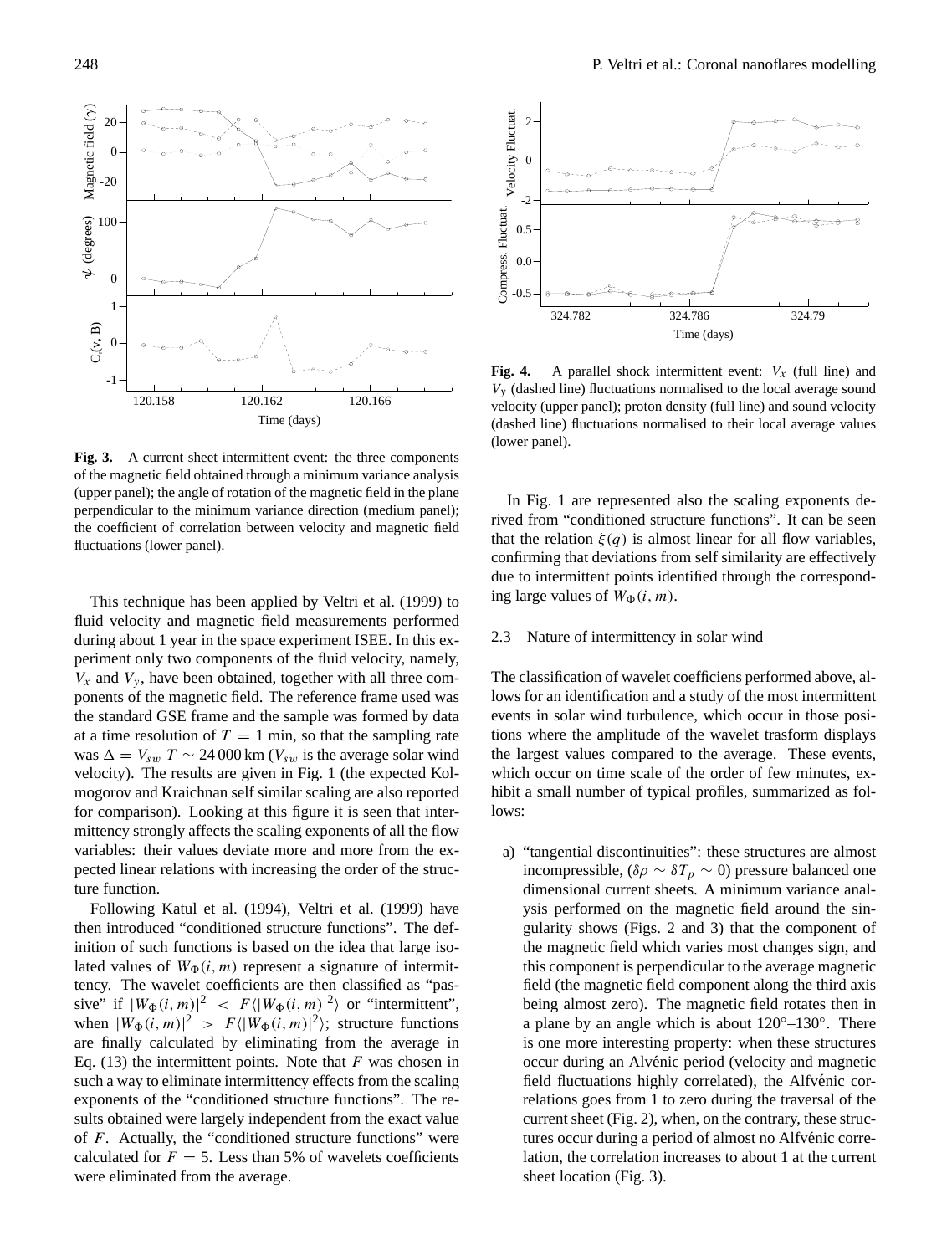Magnetic field (γ)
20
0
-20
ψ (degrees)
100
0
$C_r$(v, B)
1
0
-1
120.158
120.162
120.166
Time (days)

**Fig. 3.** A current sheet intermittent event: the three components of the magnetic field obtained through a minimum variance analysis (upper panel); the angle of rotation of the magnetic field in the plane perpendicular to the minimum variance direction (medium panel); the coefficient of correlation between velocity and magnetic field fluctuations (lower panel).

Velocity Fluctuat.
2
0
-2
Compress. Fluctuat.
0.5
0.0
-0.5
324.782
324.786
324.79
Time (days)

**Fig. 4.** A parallel shock intermittent event: $V_x$ (full line) and $V_y$ (dashed line) fluctuations normalised to the local average sound velocity (upper panel); proton density (full line) and sound velocity (dashed line) fluctuations normalised to their local average values (lower panel).

This technique has been applied by Veltri et al. (1999) to fluid velocity and magnetic field measurements performed during about 1 year in the space experiment ISEE. In this experiment only two components of the fluid velocity, namely, $V_x$ and $V_y$, have been obtained, together with all three components of the magnetic field. The reference frame used was the standard GSE frame and the sample was formed by data at a time resolution of $T = 1$ min, so that the sampling rate was $\Delta = V_{sw}\ T \sim 24\,000$ km ($V_{sw}$ is the average solar wind velocity). The results are given in Fig. 1 (the expected Kolmogorov and Kraichnan self similar scaling are also reported for comparison). Looking at this figure it is seen that intermittency strongly affects the scaling exponents of all the flow variables: their values deviate more and more from the expected linear relations with increasing the order of the structure function.

Following Katul et al. (1994), Veltri et al. (1999) have then introduced "conditioned structure functions". The definition of such functions is based on the idea that large isolated values of $W_\Phi(i, m)$ represent a signature of intermittency. The wavelet coefficients are then classified as "passive" if $|W_\Phi(i, m)|^2 < F\langle|W_\Phi(i, m)|^2\rangle$ or "intermittent", when $|W_\Phi(i, m)|^2 > F\langle|W_\Phi(i, m)|^2\rangle$; structure functions are finally calculated by eliminating from the average in Eq. (13) the intermittent points. Note that $F$ was chosen in such a way to eliminate intermittency effects from the scaling exponents of the "conditioned structure functions". The results obtained were largely independent from the exact value of $F$. Actually, the "conditioned structure functions" were calculated for $F = 5$. Less than 5% of wavelets coefficients were eliminated from the average.

In Fig. 1 are represented also the scaling exponents derived from "conditioned structure functions". It can be seen that the relation $\xi(q)$ is almost linear for all flow variables, confirming that deviations from self similarity are effectively due to intermittent points identified through the corresponding large values of $W_\Phi(i, m)$.

### 2.3 Nature of intermittency in solar wind

The classification of wavelet coefficiens performed above, allows for an identification and a study of the most intermittent events in solar wind turbulence, which occur in those positions where the amplitude of the wavelet trasform displays the largest values compared to the average. These events, which occur on time scale of the order of few minutes, exhibit a small number of typical profiles, summarized as follows:

a) "tangential discontinuities": these structures are almost incompressible, ($\delta\rho \sim \delta T_p \sim 0$) pressure balanced one dimensional current sheets. A minimum variance analysis performed on the magnetic field around the singularity shows (Figs. 2 and 3) that the component of the magnetic field which varies most changes sign, and this component is perpendicular to the average magnetic field (the magnetic field component along the third axis being almost zero). The magnetic field rotates then in a plane by an angle which is about 120°–130°. There is one more interesting property: when these structures occur during an Alvénic period (velocity and magnetic field fluctuations highly correlated), the Alfvénic correlations goes from 1 to zero during the traversal of the current sheet (Fig. 2), when, on the contrary, these structures occur during a period of almost no Alfvénic correlation, the correlation increases to about 1 at the current sheet location (Fig. 3).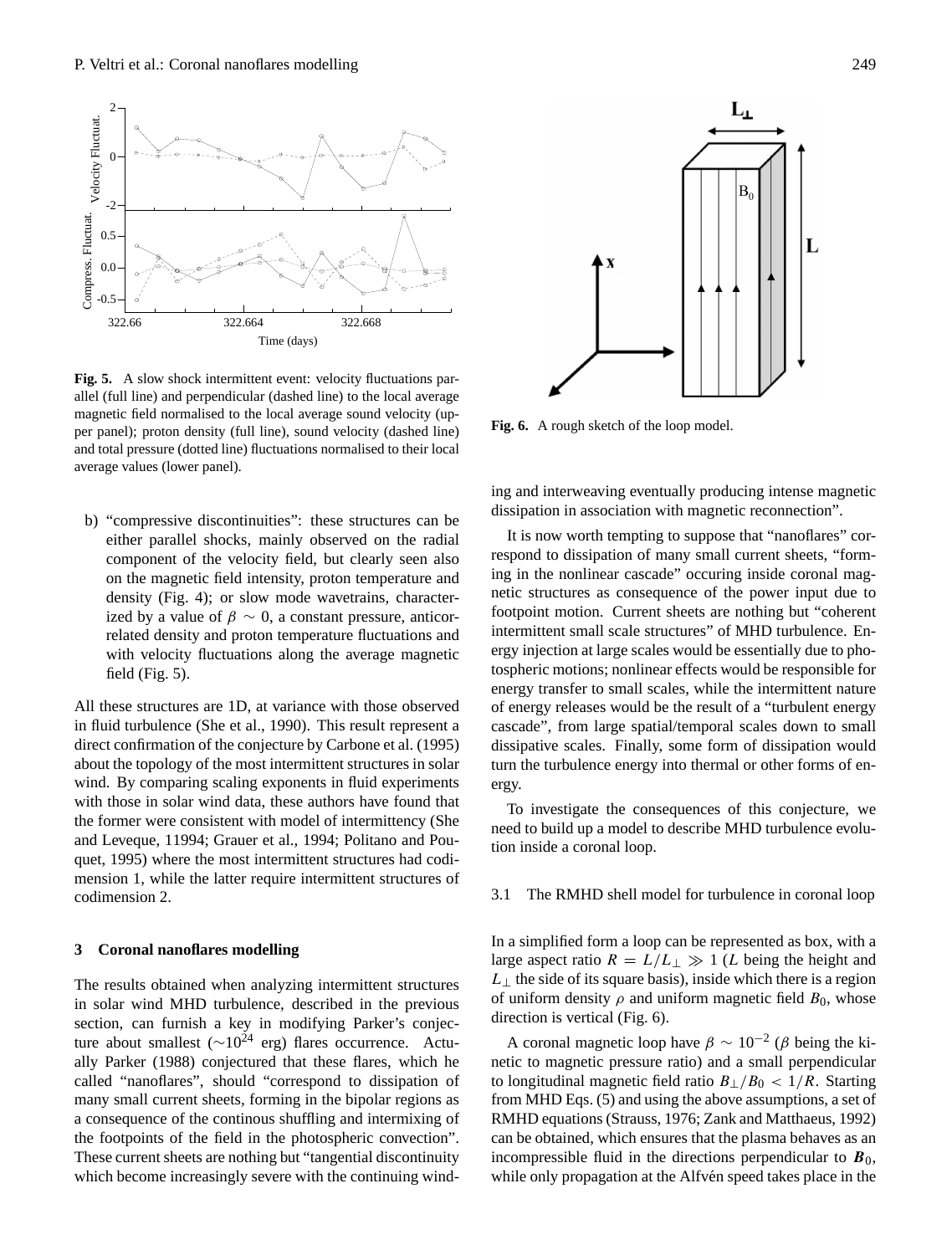2
Velocity Fluctuat.
0
-2
Compress. Fluctuat.
0.5
0.0
-0.5
322.66
322.664
322.668
Time (days)

**Fig. 5.** A slow shock intermittent event: velocity fluctuations parallel (full line) and perpendicular (dashed line) to the local average magnetic field normalised to the local average sound velocity (upper panel); proton density (full line), sound velocity (dashed line) and total pressure (dotted line) fluctuations normalised to their local average values (lower panel).

b) "compressive discontinuities": these structures can be either parallel shocks, mainly observed on the radial component of the velocity field, but clearly seen also on the magnetic field intensity, proton temperature and density (Fig. 4); or slow mode wavetrains, characterized by a value of $\beta \sim 0$, a constant pressure, anticorrelated density and proton temperature fluctuations and with velocity fluctuations along the average magnetic field (Fig. 5).

All these structures are 1D, at variance with those observed in fluid turbulence (She et al., 1990). This result represent a direct confirmation of the conjecture by Carbone et al. (1995) about the topology of the most intermittent structures in solar wind. By comparing scaling exponents in fluid experiments with those in solar wind data, these authors have found that the former were consistent with model of intermittency (She and Leveque, 11994; Grauer et al., 1994; Politano and Pouquet, 1995) where the most intermittent structures had codimension 1, while the latter require intermittent structures of codimension 2.

## 3 Coronal nanoflares modelling

The results obtained when analyzing intermittent structures in solar wind MHD turbulence, described in the previous section, can furnish a key in modifying Parker's conjecture about smallest ($\sim 10^{24}$ erg) flares occurrence. Actually Parker (1988) conjectured that these flares, which he called "nanoflares", should "correspond to dissipation of many small current sheets, forming in the bipolar regions as a consequence of the continous shuffling and intermixing of the footpoints of the field in the photospheric convection". These current sheets are nothing but "tangential discontinuity which become increasingly severe with the continuing winding and interweaving eventually producing intense magnetic dissipation in association with magnetic reconnection".

$L_\perp$
$B_0$
x
L

**Fig. 6.** A rough sketch of the loop model.

It is now worth tempting to suppose that "nanoflares" correspond to dissipation of many small current sheets, "forming in the nonlinear cascade" occuring inside coronal magnetic structures as consequence of the power input due to footpoint motion. Current sheets are nothing but "coherent intermittent small scale structures" of MHD turbulence. Energy injection at large scales would be essentially due to photospheric motions; nonlinear effects would be responsible for energy transfer to small scales, while the intermittent nature of energy releases would be the result of a "turbulent energy cascade", from large spatial/temporal scales down to small dissipative scales. Finally, some form of dissipation would turn the turbulence energy into thermal or other forms of energy.

To investigate the consequences of this conjecture, we need to build up a model to describe MHD turbulence evolution inside a coronal loop.

### 3.1 The RMHD shell model for turbulence in coronal loop

In a simplified form a loop can be represented as box, with a large aspect ratio $R = L/L_\perp \gg 1$ ($L$ being the height and $L_\perp$ the side of its square basis), inside which there is a region of uniform density $\rho$ and uniform magnetic field $B_0$, whose direction is vertical (Fig. 6).

A coronal magnetic loop have $\beta \sim 10^{-2}$ ($\beta$ being the kinetic to magnetic pressure ratio) and a small perpendicular to longitudinal magnetic field ratio $B_\perp / B_0 < 1/R$. Starting from MHD Eqs. (5) and using the above assumptions, a set of RMHD equations (Strauss, 1976; Zank and Matthaeus, 1992) can be obtained, which ensures that the plasma behaves as an incompressible fluid in the directions perpendicular to $\boldsymbol{B}_0$, while only propagation at the Alfvén speed takes place in the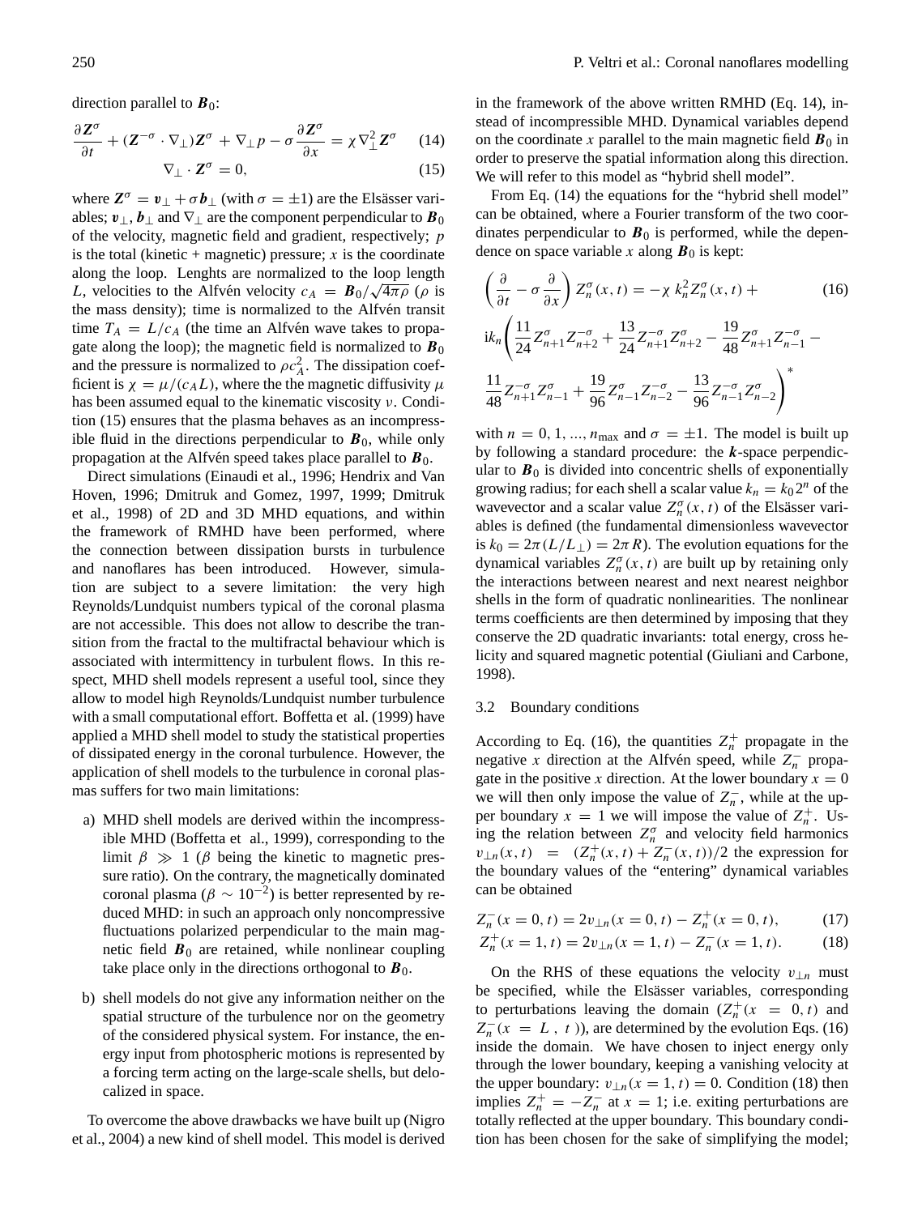direction parallel to $\boldsymbol{B}_0$:

$$\frac{\partial \boldsymbol{Z}^\sigma}{\partial t} + (\boldsymbol{Z}^{-\sigma} \cdot \nabla_\perp)\boldsymbol{Z}^\sigma + \nabla_\perp p - \sigma \frac{\partial \boldsymbol{Z}^\sigma}{\partial x} = \chi \nabla_\perp^2 \boldsymbol{Z}^\sigma \quad (14)$$

$$\nabla_\perp \cdot \boldsymbol{Z}^\sigma = 0, \quad (15)$$

where $\boldsymbol{Z}^\sigma = \boldsymbol{v}_\perp + \sigma \boldsymbol{b}_\perp$ (with $\sigma = \pm 1$) are the Elsässer variables; $\boldsymbol{v}_\perp$, $\boldsymbol{b}_\perp$ and $\nabla_\perp$ are the component perpendicular to $\boldsymbol{B}_0$ of the velocity, magnetic field and gradient, respectively; $p$ is the total (kinetic + magnetic) pressure; $x$ is the coordinate along the loop. Lenghts are normalized to the loop length $L$, velocities to the Alfvén velocity $c_A = \boldsymbol{B}_0/\sqrt{4\pi\rho}$ ($\rho$ is the mass density); time is normalized to the Alfvén transit time $T_A = L/c_A$ (the time an Alfvén wave takes to propagate along the loop); the magnetic field is normalized to $\boldsymbol{B}_0$ and the pressure is normalized to $\rho c_A^2$. The dissipation coefficient is $\chi = \mu/(c_A L)$, where the the magnetic diffusivity $\mu$ has been assumed equal to the kinematic viscosity $\nu$. Condition (15) ensures that the plasma behaves as an incompressible fluid in the directions perpendicular to $\boldsymbol{B}_0$, while only propagation at the Alfvén speed takes place parallel to $\boldsymbol{B}_0$.

Direct simulations (Einaudi et al., 1996; Hendrix and Van Hoven, 1996; Dmitruk and Gomez, 1997, 1999; Dmitruk et al., 1998) of 2D and 3D MHD equations, and within the framework of RMHD have been performed, where the connection between dissipation bursts in turbulence and nanoflares has been introduced. However, simulation are subject to a severe limitation: the very high Reynolds/Lundquist numbers typical of the coronal plasma are not accessible. This does not allow to describe the transition from the fractal to the multifractal behaviour which is associated with intermittency in turbulent flows. In this respect, MHD shell models represent a useful tool, since they allow to model high Reynolds/Lundquist number turbulence with a small computational effort. Boffetta et al. (1999) have applied a MHD shell model to study the statistical properties of dissipated energy in the coronal turbulence. However, the application of shell models to the turbulence in coronal plasmas suffers for two main limitations:

a) MHD shell models are derived within the incompressible MHD (Boffetta et al., 1999), corresponding to the limit $\beta \gg 1$ ($\beta$ being the kinetic to magnetic pressure ratio). On the contrary, the magnetically dominated coronal plasma ($\beta \sim 10^{-2}$) is better represented by reduced MHD: in such an approach only noncompressive fluctuations polarized perpendicular to the main magnetic field $\boldsymbol{B}_0$ are retained, while nonlinear coupling take place only in the directions orthogonal to $\boldsymbol{B}_0$.

b) shell models do not give any information neither on the spatial structure of the turbulence nor on the geometry of the considered physical system. For instance, the energy input from photospheric motions is represented by a forcing term acting on the large-scale shells, but delocalized in space.

To overcome the above drawbacks we have built up (Nigro et al., 2004) a new kind of shell model. This model is derived in the framework of the above written RMHD (Eq. 14), instead of incompressible MHD. Dynamical variables depend on the coordinate $x$ parallel to the main magnetic field $\boldsymbol{B}_0$ in order to preserve the spatial information along this direction. We will refer to this model as "hybrid shell model".

From Eq. (14) the equations for the "hybrid shell model" can be obtained, where a Fourier transform of the two coordinates perpendicular to $\boldsymbol{B}_0$ is performed, while the dependence on space variable $x$ along $\boldsymbol{B}_0$ is kept:

$$\left(\frac{\partial}{\partial t} - \sigma \frac{\partial}{\partial x}\right) Z_n^\sigma(x,t) = -\chi\, k_n^2 Z_n^\sigma(x,t) + \quad (16)$$
$$\mathrm{i}k_n \left( \frac{11}{24} Z_{n+1}^\sigma Z_{n+2}^{-\sigma} + \frac{13}{24} Z_{n+1}^{-\sigma} Z_{n+2}^\sigma - \frac{19}{48} Z_{n+1}^\sigma Z_{n-1}^{-\sigma} - \frac{11}{48} Z_{n+1}^{-\sigma} Z_{n-1}^\sigma + \frac{19}{96} Z_{n-1}^\sigma Z_{n-2}^{-\sigma} - \frac{13}{96} Z_{n-1}^{-\sigma} Z_{n-2}^\sigma \right)^*$$

with $n = 0, 1, ..., n_{\max}$ and $\sigma = \pm 1$. The model is built up by following a standard procedure: the $\boldsymbol{k}$-space perpendicular to $\boldsymbol{B}_0$ is divided into concentric shells of exponentially growing radius; for each shell a scalar value $k_n = k_0 2^n$ of the wavevector and a scalar value $Z_n^\sigma(x,t)$ of the Elsässer variables is defined (the fundamental dimensionless wavevector is $k_0 = 2\pi(L/L_\perp) = 2\pi R$). The evolution equations for the dynamical variables $Z_n^\sigma(x,t)$ are built up by retaining only the interactions between nearest and next nearest neighbor shells in the form of quadratic nonlinearities. The nonlinear terms coefficients are then determined by imposing that they conserve the 2D quadratic invariants: total energy, cross helicity and squared magnetic potential (Giuliani and Carbone, 1998).

### 3.2 Boundary conditions

According to Eq. (16), the quantities $Z_n^+$ propagate in the negative $x$ direction at the Alfvén speed, while $Z_n^-$ propagate in the positive $x$ direction. At the lower boundary $x = 0$ we will then only impose the value of $Z_n^-$, while at the upper boundary $x = 1$ we will impose the value of $Z_n^+$. Using the relation between $Z_n^\sigma$ and velocity field harmonics $v_{\perp n}(x,t) = (Z_n^+(x,t) + Z_n^-(x,t))/2$ the expression for the boundary values of the "entering" dynamical variables can be obtained

$$Z_n^-(x=0,t) = 2v_{\perp n}(x=0,t) - Z_n^+(x=0,t), \quad (17)$$
$$Z_n^+(x=1,t) = 2v_{\perp n}(x=1,t) - Z_n^-(x=1,t). \quad (18)$$

On the RHS of these equations the velocity $v_{\perp n}$ must be specified, while the Elsässer variables, corresponding to perturbations leaving the domain ($Z_n^+(x = 0, t)$ and $Z_n^-(x = L\ ,\ t\ )$), are determined by the evolution Eqs. (16) inside the domain. We have chosen to inject energy only through the lower boundary, keeping a vanishing velocity at the upper boundary: $v_{\perp n}(x = 1, t) = 0$. Condition (18) then implies $Z_n^+ = -Z_n^-$ at $x = 1$; i.e. exiting perturbations are totally reflected at the upper boundary. This boundary condition has been chosen for the sake of simplifying the model;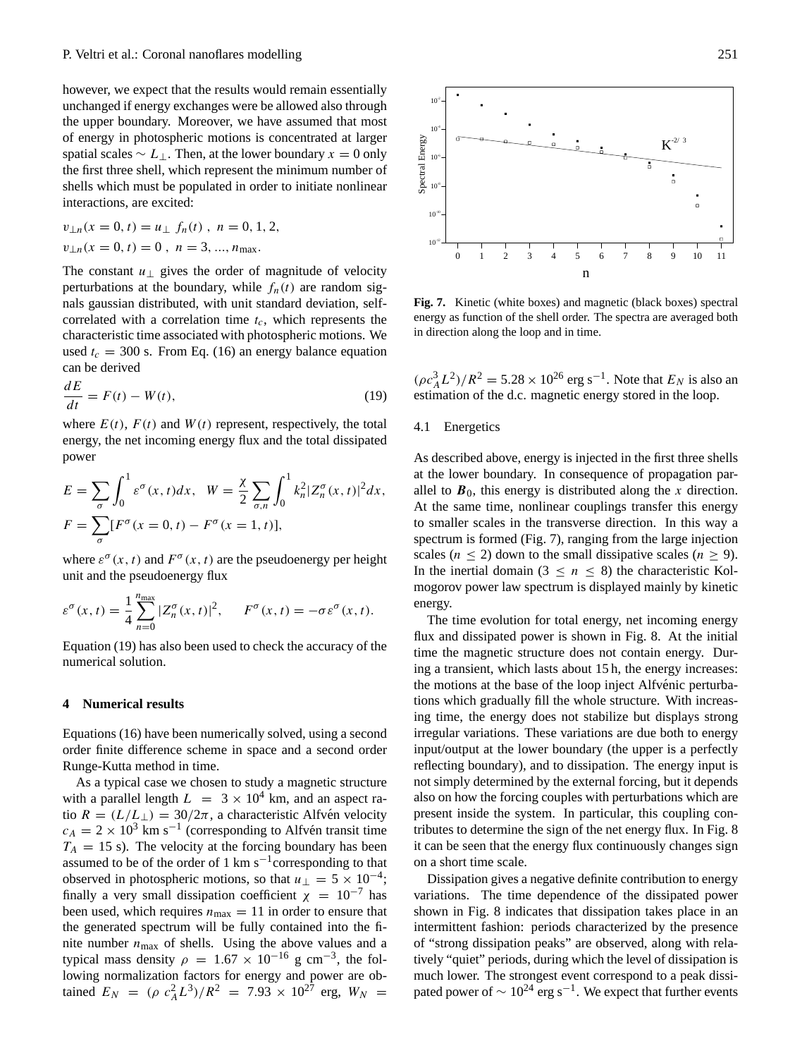however, we expect that the results would remain essentially unchanged if energy exchanges were be allowed also through the upper boundary. Moreover, we have assumed that most of energy in photospheric motions is concentrated at larger spatial scales $\sim L_\perp$. Then, at the lower boundary $x = 0$ only the first three shell, which represent the minimum number of shells which must be populated in order to initiate nonlinear interactions, are excited:

$$v_{\perp n}(x = 0, t) = u_\perp \; f_n(t) \; , \; n = 0, 1, 2,$$
$$v_{\perp n}(x = 0, t) = 0 \; , \; n = 3, ..., n_{\max}.$$

The constant $u_\perp$ gives the order of magnitude of velocity perturbations at the boundary, while $f_n(t)$ are random signals gaussian distributed, with unit standard deviation, self-correlated with a correlation time $t_c$, which represents the characteristic time associated with photospheric motions. We used $t_c = 300$ s. From Eq. (16) an energy balance equation can be derived

$$\frac{dE}{dt} = F(t) - W(t), \tag{19}$$

where $E(t)$, $F(t)$ and $W(t)$ represent, respectively, the total energy, the net incoming energy flux and the total dissipated power

$$E = \sum_\sigma \int_0^1 \varepsilon^\sigma(x, t)dx, \quad W = \frac{\chi}{2} \sum_{\sigma,n} \int_0^1 k_n^2 |Z_n^\sigma(x, t)|^2 dx,$$
$$F = \sum_\sigma [F^\sigma(x = 0, t) - F^\sigma(x = 1, t)],$$

where $\varepsilon^\sigma(x, t)$ and $F^\sigma(x, t)$ are the pseudoenergy per height unit and the pseudoenergy flux

$$\varepsilon^\sigma(x, t) = \frac{1}{4} \sum_{n=0}^{n_{\max}} |Z_n^\sigma(x, t)|^2, \qquad F^\sigma(x, t) = -\sigma \varepsilon^\sigma(x, t).$$

Equation (19) has also been used to check the accuracy of the numerical solution.

## 4 Numerical results

Equations (16) have been numerically solved, using a second order finite difference scheme in space and a second order Runge-Kutta method in time.

As a typical case we chosen to study a magnetic structure with a parallel length $L = 3 \times 10^4$ km, and an aspect ratio $R = (L/L_\perp) = 30/2\pi$, a characteristic Alfvén velocity $c_A = 2 \times 10^3$ km s$^{-1}$ (corresponding to Alfvén transit time $T_A = 15$ s). The velocity at the forcing boundary has been assumed to be of the order of 1 km s$^{-1}$corresponding to that observed in photospheric motions, so that $u_\perp = 5 \times 10^{-4}$; finally a very small dissipation coefficient $\chi = 10^{-7}$ has been used, which requires $n_{\max} = 11$ in order to ensure that the generated spectrum will be fully contained into the finite number $n_{\max}$ of shells. Using the above values and a typical mass density $\rho = 1.67 \times 10^{-16}$ g cm$^{-3}$, the following normalization factors for energy and power are obtained $E_N = (\rho \, c_A^2 L^3)/R^2 = 7.93 \times 10^{27}$ erg, $W_N = (\rho c_A^3 L^2)/R^2 = 5.28 \times 10^{26}$ erg s$^{-1}$. Note that $E_N$ is also an estimation of the d.c. magnetic energy stored in the loop.

Spectral Energy
$10^{-2}$
$10^{-4}$
$10^{-6}$
$10^{-8}$
$10^{-10}$
$10^{-12}$
0 1 2 3 4 5 6 7 8 9 10 11
n
K$^{-2/3}$

**Fig. 7.** Kinetic (white boxes) and magnetic (black boxes) spectral energy as function of the shell order. The spectra are averaged both in direction along the loop and in time.

### 4.1 Energetics

As described above, energy is injected in the first three shells at the lower boundary. In consequence of propagation parallel to $\boldsymbol{B}_0$, this energy is distributed along the $x$ direction. At the same time, nonlinear couplings transfer this energy to smaller scales in the transverse direction. In this way a spectrum is formed (Fig. 7), ranging from the large injection scales ($n \le 2$) down to the small dissipative scales ($n \ge 9$). In the inertial domain ($3 \le n \le 8$) the characteristic Kolmogorov power law spectrum is displayed mainly by kinetic energy.

The time evolution for total energy, net incoming energy flux and dissipated power is shown in Fig. 8. At the initial time the magnetic structure does not contain energy. During a transient, which lasts about 15 h, the energy increases: the motions at the base of the loop inject Alfvénic perturbations which gradually fill the whole structure. With increasing time, the energy does not stabilize but displays strong irregular variations. These variations are due both to energy input/output at the lower boundary (the upper is a perfectly reflecting boundary), and to dissipation. The energy input is not simply determined by the external forcing, but it depends also on how the forcing couples with perturbations which are present inside the system. In particular, this coupling contributes to determine the sign of the net energy flux. In Fig. 8 it can be seen that the energy flux continuously changes sign on a short time scale.

Dissipation gives a negative definite contribution to energy variations. The time dependence of the dissipated power shown in Fig. 8 indicates that dissipation takes place in an intermittent fashion: periods characterized by the presence of "strong dissipation peaks" are observed, along with relatively "quiet" periods, during which the level of dissipation is much lower. The strongest event correspond to a peak dissipated power of $\sim 10^{24}$ erg s$^{-1}$. We expect that further events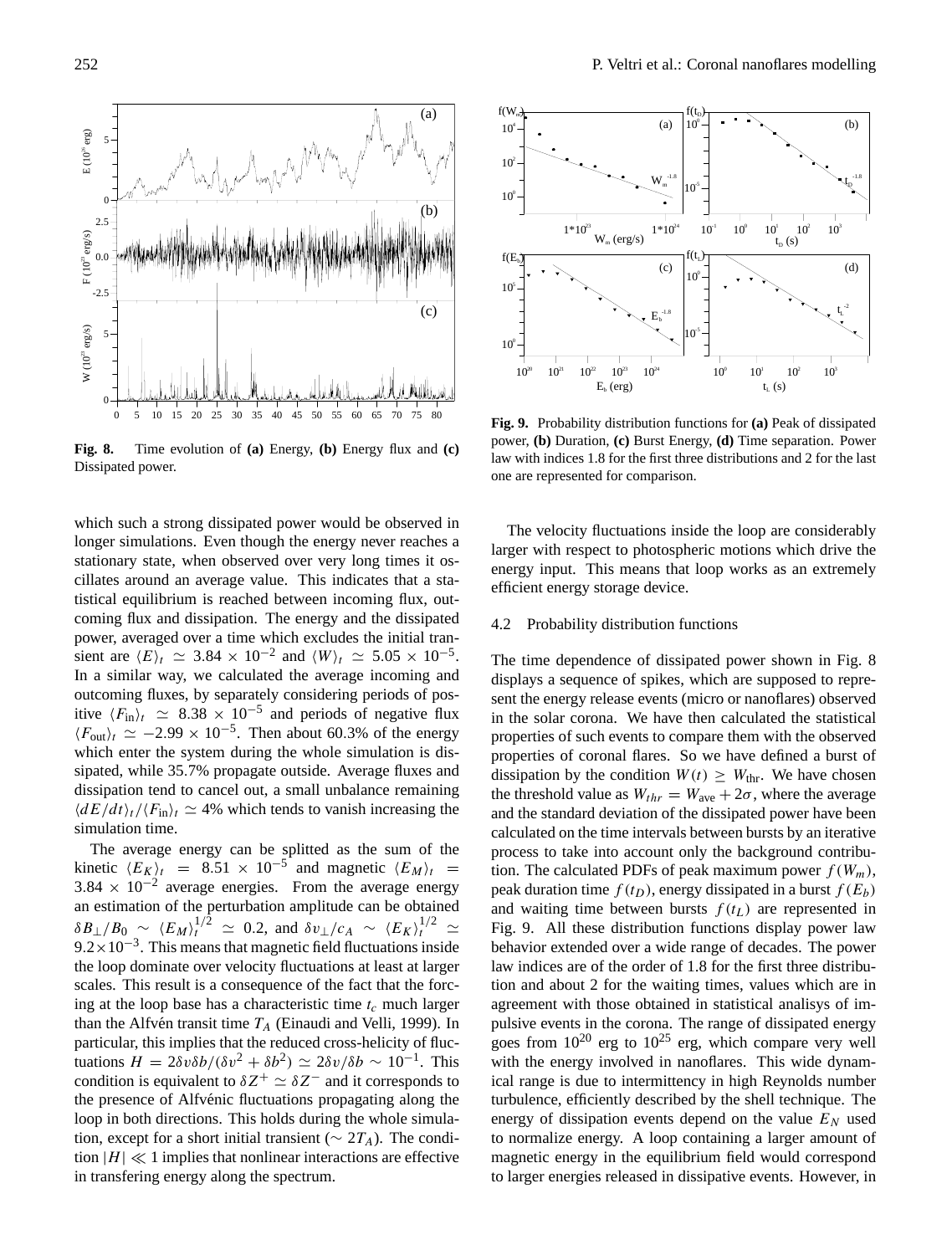(a)

E ($10^{-2}$ erg)

5

0

(b)

F ($10^{-3}$ erg/s)

2.5

0.0

-2.5

(c)

W ($10^{-3}$ erg/s)

5

0

0 5 10 15 20 25 30 35 40 45 50 55 60 65 70 75 80

**Fig. 8.** Time evolution of **(a)** Energy, **(b)** Energy flux and **(c)** Dissipated power.

f($W_m$)

$10^4$

$10^2$

$10^0$

(a)

$W_m^{-1.8}$

$1*10^{23}$ $1*10^{24}$

$W_m$ (erg/s)

f($t_D$)

$10^0$

$10^{-5}$

(b)

$t_D^{-1.8}$

$10^{-1}$ $10^0$ $10^1$ $10^2$ $10^3$

$t_D$ (s)

f($E_b$)

$10^5$

$10^0$

(c)

$E_b^{-1.8}$

$10^{20}$ $10^{21}$ $10^{22}$ $10^{23}$ $10^{24}$

$E_b$ (erg)

f($t_L$)

$10^0$

$10^{-5}$

(d)

$t_L^{-2}$

$10^0$ $10^1$ $10^2$ $10^3$

$t_L$ (s)

**Fig. 9.** Probability distribution functions for **(a)** Peak of dissipated power, **(b)** Duration, **(c)** Burst Energy, **(d)** Time separation. Power law with indices 1.8 for the first three distributions and 2 for the last one are represented for comparison.

which such a strong dissipated power would be observed in longer simulations. Even though the energy never reaches a stationary state, when observed over very long times it oscillates around an average value. This indicates that a statistical equilibrium is reached between incoming flux, outcoming flux and dissipation. The energy and the dissipated power, averaged over a time which excludes the initial transient are $\langle E \rangle_t \simeq 3.84 \times 10^{-2}$ and $\langle W \rangle_t \simeq 5.05 \times 10^{-5}$. In a similar way, we calculated the average incoming and outcoming fluxes, by separately considering periods of positive $\langle F_{\rm in} \rangle_t \simeq 8.38 \times 10^{-5}$ and periods of negative flux $\langle F_{\rm out} \rangle_t \simeq -2.99 \times 10^{-5}$. Then about 60.3% of the energy which enter the system during the whole simulation is dissipated, while 35.7% propagate outside. Average fluxes and dissipation tend to cancel out, a small unbalance remaining $\langle dE/dt \rangle_t / \langle F_{\rm in} \rangle_t \simeq 4\%$ which tends to vanish increasing the simulation time.

The average energy can be splitted as the sum of the kinetic $\langle E_K \rangle_t = 8.51 \times 10^{-5}$ and magnetic $\langle E_M \rangle_t = 3.84 \times 10^{-2}$ average energies. From the average energy an estimation of the perturbation amplitude can be obtained $\delta B_\perp / B_0 \sim \langle E_M \rangle_t^{1/2} \simeq 0.2$, and $\delta v_\perp / c_A \sim \langle E_K \rangle_t^{1/2} \simeq 9.2 \times 10^{-3}$. This means that magnetic field fluctuations inside the loop dominate over velocity fluctuations at least at larger scales. This result is a consequence of the fact that the forcing at the loop base has a characteristic time $t_c$ much larger than the Alfvén transit time $T_A$ (Einaudi and Velli, 1999). In particular, this implies that the reduced cross-helicity of fluctuations $H = 2\delta v \delta b / (\delta v^2 + \delta b^2) \simeq 2\delta v / \delta b \sim 10^{-1}$. This condition is equivalent to $\delta Z^+ \simeq \delta Z^-$ and it corresponds to the presence of Alfvénic fluctuations propagating along the loop in both directions. This holds during the whole simulation, except for a short initial transient ($\sim 2T_A$). The condition $|H| \ll 1$ implies that nonlinear interactions are effective in transfering energy along the spectrum.

The velocity fluctuations inside the loop are considerably larger with respect to photospheric motions which drive the energy input. This means that loop works as an extremely efficient energy storage device.

### 4.2 Probability distribution functions

The time dependence of dissipated power shown in Fig. 8 displays a sequence of spikes, which are supposed to represent the energy release events (micro or nanoflares) observed in the solar corona. We have then calculated the statistical properties of such events to compare them with the observed properties of coronal flares. So we have defined a burst of dissipation by the condition $W(t) \geq W_{\rm thr}$. We have chosen the threshold value as $W_{thr} = W_{\rm ave} + 2\sigma$, where the average and the standard deviation of the dissipated power have been calculated on the time intervals between bursts by an iterative process to take into account only the background contribution. The calculated PDFs of peak maximum power $f(W_m)$, peak duration time $f(t_D)$, energy dissipated in a burst $f(E_b)$ and waiting time between bursts $f(t_L)$ are represented in Fig. 9. All these distribution functions display power law behavior extended over a wide range of decades. The power law indices are of the order of 1.8 for the first three distribution and about 2 for the waiting times, values which are in agreement with those obtained in statistical analisys of impulsive events in the corona. The range of dissipated energy goes from $10^{20}$ erg to $10^{25}$ erg, which compare very well with the energy involved in nanoflares. This wide dynamical range is due to intermittency in high Reynolds number turbulence, efficiently described by the shell technique. The energy of dissipation events depend on the value $E_N$ used to normalize energy. A loop containing a larger amount of magnetic energy in the equilibrium field would correspond to larger energies released in dissipative events. However, in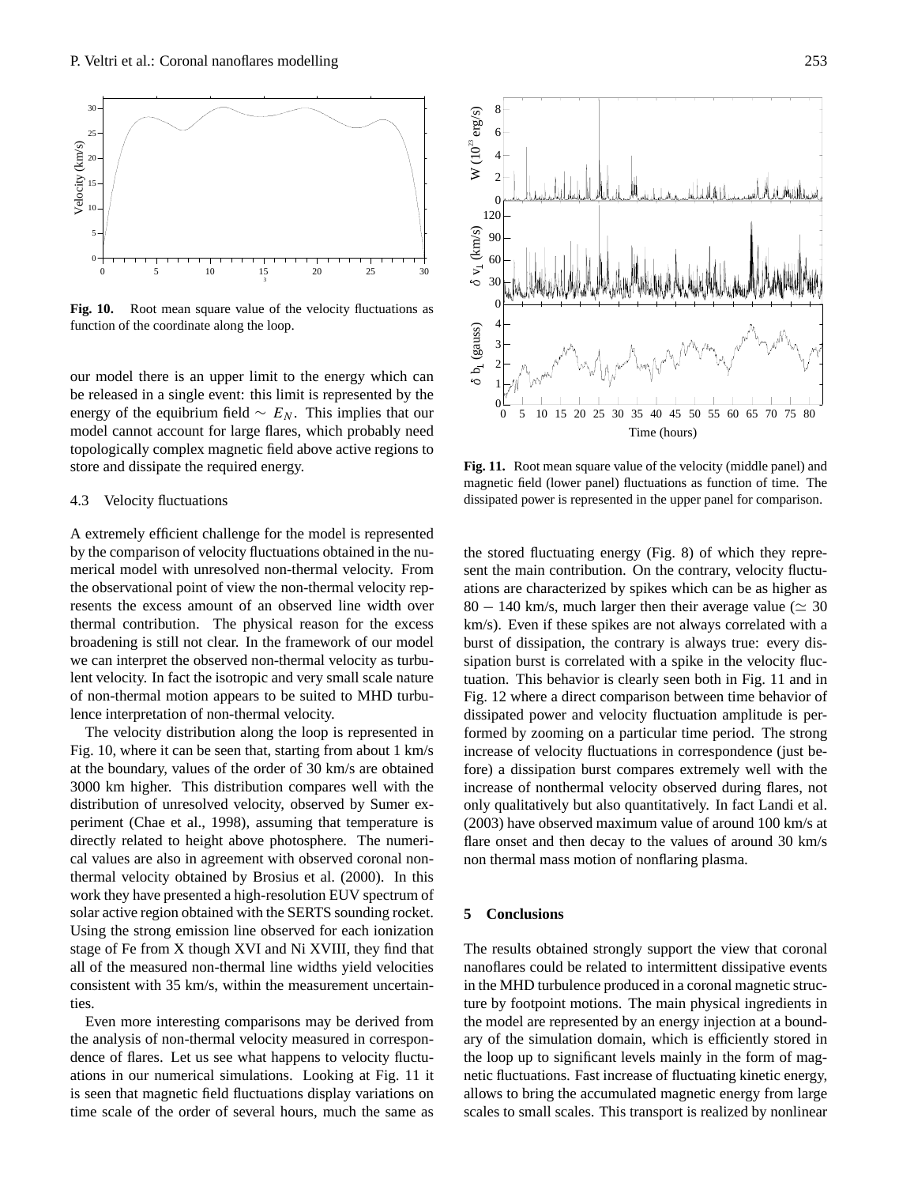Velocity (km/s)

0 5 10 15 20 25 30

0 5 10 15 20 25 30

z

**Fig. 10.** Root mean square value of the velocity fluctuations as function of the coordinate along the loop.

our model there is an upper limit to the energy which can be released in a single event: this limit is represented by the energy of the equibrium field $\sim E_N$. This implies that our model cannot account for large flares, which probably need topologically complex magnetic field above active regions to store and dissipate the required energy.

### 4.3 Velocity fluctuations

A extremely efficient challenge for the model is represented by the comparison of velocity fluctuations obtained in the numerical model with unresolved non-thermal velocity. From the observational point of view the non-thermal velocity represents the excess amount of an observed line width over thermal contribution. The physical reason for the excess broadening is still not clear. In the framework of our model we can interpret the observed non-thermal velocity as turbulent velocity. In fact the isotropic and very small scale nature of non-thermal motion appears to be suited to MHD turbulence interpretation of non-thermal velocity.

The velocity distribution along the loop is represented in Fig. 10, where it can be seen that, starting from about 1 km/s at the boundary, values of the order of 30 km/s are obtained 3000 km higher. This distribution compares well with the distribution of unresolved velocity, observed by Sumer experiment (Chae et al., 1998), assuming that temperature is directly related to height above photosphere. The numerical values are also in agreement with observed coronal non-thermal velocity obtained by Brosius et al. (2000). In this work they have presented a high-resolution EUV spectrum of solar active region obtained with the SERTS sounding rocket. Using the strong emission line observed for each ionization stage of Fe from X though XVI and Ni XVIII, they find that all of the measured non-thermal line widths yield velocities consistent with 35 km/s, within the measurement uncertainties.

Even more interesting comparisons may be derived from the analysis of non-thermal velocity measured in correspondence of flares. Let us see what happens to velocity fluctuations in our numerical simulations. Looking at Fig. 11 it is seen that magnetic field fluctuations display variations on time scale of the order of several hours, much the same as

W ($10^{23}$ erg/s)

0 2 4 6 8

$\delta v_\perp$ (km/s)

0 30 60 90 120

$\delta b_\perp$ (gauss)

0 1 2 3 4

0 5 10 15 20 25 30 35 40 45 50 55 60 65 70 75 80

Time (hours)

**Fig. 11.** Root mean square value of the velocity (middle panel) and magnetic field (lower panel) fluctuations as function of time. The dissipated power is represented in the upper panel for comparison.

the stored fluctuating energy (Fig. 8) of which they represent the main contribution. On the contrary, velocity fluctuations are characterized by spikes which can be as higher as $80 - 140$ km/s, much larger then their average value ($\simeq 30$ km/s). Even if these spikes are not always correlated with a burst of dissipation, the contrary is always true: every dissipation burst is correlated with a spike in the velocity fluctuation. This behavior is clearly seen both in Fig. 11 and in Fig. 12 where a direct comparison between time behavior of dissipated power and velocity fluctuation amplitude is performed by zooming on a particular time period. The strong increase of velocity fluctuations in correspondence (just before) a dissipation burst compares extremely well with the increase of nonthermal velocity observed during flares, not only qualitatively but also quantitatively. In fact Landi et al. (2003) have observed maximum value of around 100 km/s at flare onset and then decay to the values of around 30 km/s non thermal mass motion of nonflaring plasma.

## 5 Conclusions

The results obtained strongly support the view that coronal nanoflares could be related to intermittent dissipative events in the MHD turbulence produced in a coronal magnetic structure by footpoint motions. The main physical ingredients in the model are represented by an energy injection at a boundary of the simulation domain, which is efficiently stored in the loop up to significant levels mainly in the form of magnetic fluctuations. Fast increase of fluctuating kinetic energy, allows to bring the accumulated magnetic energy from large scales to small scales. This transport is realized by nonlinear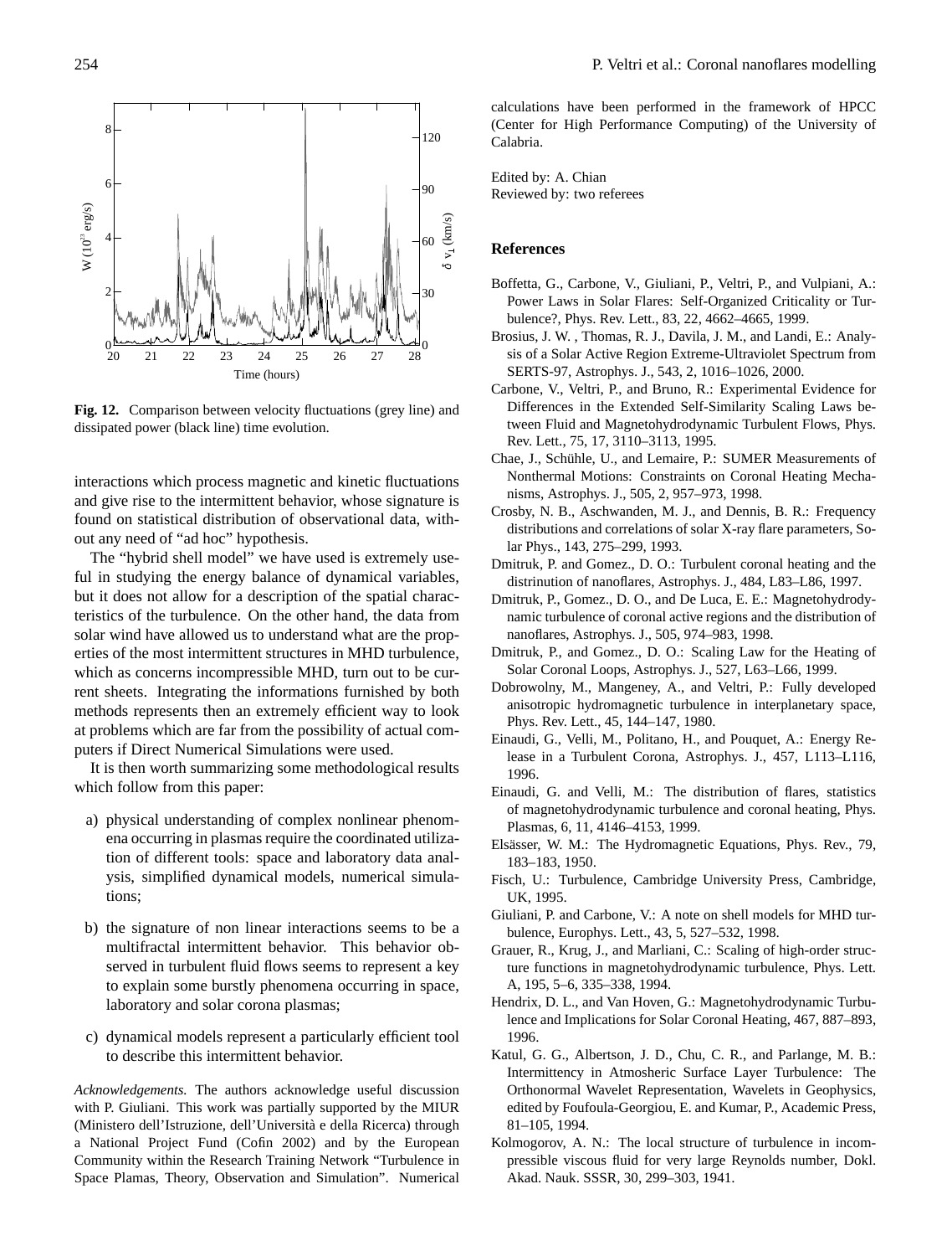8
6
4
2
0
W ($10^{23}$ erg/s)
120
90
60
30
0
$\delta v_{\perp}$ (km/s)
20 21 22 23 24 25 26 27 28
Time (hours)

**Fig. 12.** Comparison between velocity fluctuations (grey line) and dissipated power (black line) time evolution.

interactions which process magnetic and kinetic fluctuations and give rise to the intermittent behavior, whose signature is found on statistical distribution of observational data, without any need of "ad hoc" hypothesis.

The "hybrid shell model" we have used is extremely useful in studying the energy balance of dynamical variables, but it does not allow for a description of the spatial characteristics of the turbulence. On the other hand, the data from solar wind have allowed us to understand what are the properties of the most intermittent structures in MHD turbulence, which as concerns incompressible MHD, turn out to be current sheets. Integrating the informations furnished by both methods represents then an extremely efficient way to look at problems which are far from the possibility of actual computers if Direct Numerical Simulations were used.

It is then worth summarizing some methodological results which follow from this paper:

a) physical understanding of complex nonlinear phenomena occurring in plasmas require the coordinated utilization of different tools: space and laboratory data analysis, simplified dynamical models, numerical simulations;

b) the signature of non linear interactions seems to be a multifractal intermittent behavior. This behavior observed in turbulent fluid flows seems to represent a key to explain some burstly phenomena occurring in space, laboratory and solar corona plasmas;

c) dynamical models represent a particularly efficient tool to describe this intermittent behavior.

*Acknowledgements.* The authors acknowledge useful discussion with P. Giuliani. This work was partially supported by the MIUR (Ministero dell'Istruzione, dell'Università e della Ricerca) through a National Project Fund (Cofin 2002) and by the European Community within the Research Training Network "Turbulence in Space Plamas, Theory, Observation and Simulation". Numerical calculations have been performed in the framework of HPCC (Center for High Performance Computing) of the University of Calabria.

Edited by: A. Chian
Reviewed by: two referees

## References

Boffetta, G., Carbone, V., Giuliani, P., Veltri, P., and Vulpiani, A.: Power Laws in Solar Flares: Self-Organized Criticality or Turbulence?, Phys. Rev. Lett., 83, 22, 4662–4665, 1999.

Brosius, J. W. , Thomas, R. J., Davila, J. M., and Landi, E.: Analysis of a Solar Active Region Extreme-Ultraviolet Spectrum from SERTS-97, Astrophys. J., 543, 2, 1016–1026, 2000.

Carbone, V., Veltri, P., and Bruno, R.: Experimental Evidence for Differences in the Extended Self-Similarity Scaling Laws between Fluid and Magnetohydrodynamic Turbulent Flows, Phys. Rev. Lett., 75, 17, 3110–3113, 1995.

Chae, J., Schühle, U., and Lemaire, P.: SUMER Measurements of Nonthermal Motions: Constraints on Coronal Heating Mechanisms, Astrophys. J., 505, 2, 957–973, 1998.

Crosby, N. B., Aschwanden, M. J., and Dennis, B. R.: Frequency distributions and correlations of solar X-ray flare parameters, Solar Phys., 143, 275–299, 1993.

Dmitruk, P. and Gomez., D. O.: Turbulent coronal heating and the distrinution of nanoflares, Astrophys. J., 484, L83–L86, 1997.

Dmitruk, P., Gomez., D. O., and De Luca, E. E.: Magnetohydrodynamic turbulence of coronal active regions and the distribution of nanoflares, Astrophys. J., 505, 974–983, 1998.

Dmitruk, P., and Gomez., D. O.: Scaling Law for the Heating of Solar Coronal Loops, Astrophys. J., 527, L63–L66, 1999.

Dobrowolny, M., Mangeney, A., and Veltri, P.: Fully developed anisotropic hydromagnetic turbulence in interplanetary space, Phys. Rev. Lett., 45, 144–147, 1980.

Einaudi, G., Velli, M., Politano, H., and Pouquet, A.: Energy Release in a Turbulent Corona, Astrophys. J., 457, L113–L116, 1996.

Einaudi, G. and Velli, M.: The distribution of flares, statistics of magnetohydrodynamic turbulence and coronal heating, Phys. Plasmas, 6, 11, 4146–4153, 1999.

Elsässer, W. M.: The Hydromagnetic Equations, Phys. Rev., 79, 183–183, 1950.

Fisch, U.: Turbulence, Cambridge University Press, Cambridge, UK, 1995.

Giuliani, P. and Carbone, V.: A note on shell models for MHD turbulence, Europhys. Lett., 43, 5, 527–532, 1998.

Grauer, R., Krug, J., and Marliani, C.: Scaling of high-order structure functions in magnetohydrodynamic turbulence, Phys. Lett. A, 195, 5–6, 335–338, 1994.

Hendrix, D. L., and Van Hoven, G.: Magnetohydrodynamic Turbulence and Implications for Solar Coronal Heating, 467, 887–893, 1996.

Katul, G. G., Albertson, J. D., Chu, C. R., and Parlange, M. B.: Intermittency in Atmosheric Surface Layer Turbulence: The Orthonormal Wavelet Representation, Wavelets in Geophysics, edited by Foufoula-Georgiou, E. and Kumar, P., Academic Press, 81–105, 1994.

Kolmogorov, A. N.: The local structure of turbulence in incompressible viscous fluid for very large Reynolds number, Dokl. Akad. Nauk. SSSR, 30, 299–303, 1941.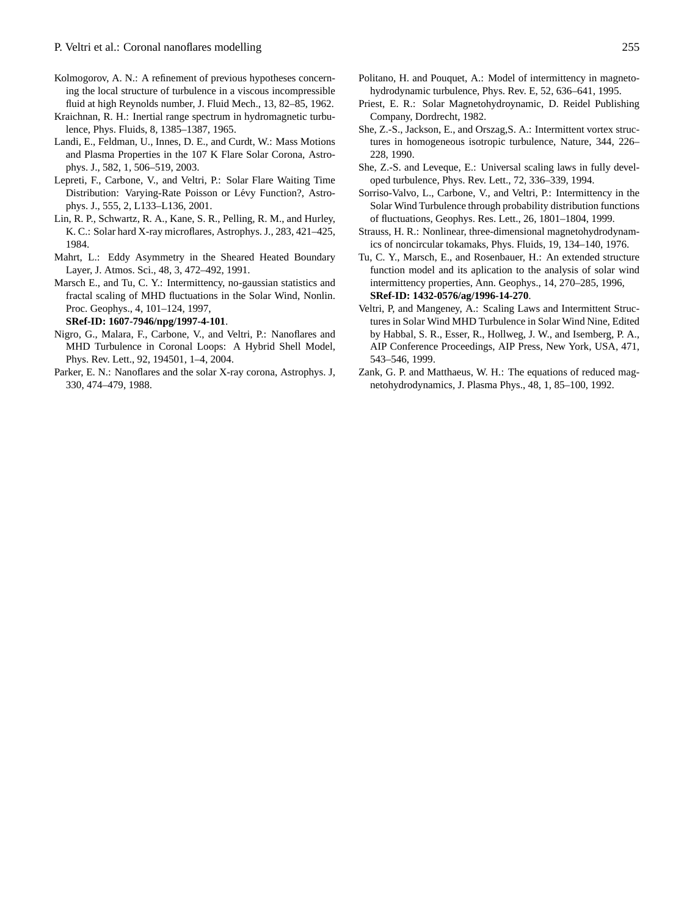Kolmogorov, A. N.: A refinement of previous hypotheses concerning the local structure of turbulence in a viscous incompressible fluid at high Reynolds number, J. Fluid Mech., 13, 82–85, 1962.

Kraichnan, R. H.: Inertial range spectrum in hydromagnetic turbulence, Phys. Fluids, 8, 1385–1387, 1965.

Landi, E., Feldman, U., Innes, D. E., and Curdt, W.: Mass Motions and Plasma Properties in the 107 K Flare Solar Corona, Astrophys. J., 582, 1, 506–519, 2003.

Lepreti, F., Carbone, V., and Veltri, P.: Solar Flare Waiting Time Distribution: Varying-Rate Poisson or Lévy Function?, Astrophys. J., 555, 2, L133–L136, 2001.

Lin, R. P., Schwartz, R. A., Kane, S. R., Pelling, R. M., and Hurley, K. C.: Solar hard X-ray microflares, Astrophys. J., 283, 421–425, 1984.

Mahrt, L.: Eddy Asymmetry in the Sheared Heated Boundary Layer, J. Atmos. Sci., 48, 3, 472–492, 1991.

Marsch E., and Tu, C. Y.: Intermittency, no-gaussian statistics and fractal scaling of MHD fluctuations in the Solar Wind, Nonlin. Proc. Geophys., 4, 101–124, 1997, **SRef-ID: 1607-7946/npg/1997-4-101**.

Nigro, G., Malara, F., Carbone, V., and Veltri, P.: Nanoflares and MHD Turbulence in Coronal Loops: A Hybrid Shell Model, Phys. Rev. Lett., 92, 194501, 1–4, 2004.

Parker, E. N.: Nanoflares and the solar X-ray corona, Astrophys. J, 330, 474–479, 1988.

Politano, H. and Pouquet, A.: Model of intermittency in magnetohydrodynamic turbulence, Phys. Rev. E, 52, 636–641, 1995.

Priest, E. R.: Solar Magnetohydroynamic, D. Reidel Publishing Company, Dordrecht, 1982.

She, Z.-S., Jackson, E., and Orszag,S. A.: Intermittent vortex structures in homogeneous isotropic turbulence, Nature, 344, 226–228, 1990.

She, Z.-S. and Leveque, E.: Universal scaling laws in fully developed turbulence, Phys. Rev. Lett., 72, 336–339, 1994.

Sorriso-Valvo, L., Carbone, V., and Veltri, P.: Intermittency in the Solar Wind Turbulence through probability distribution functions of fluctuations, Geophys. Res. Lett., 26, 1801–1804, 1999.

Strauss, H. R.: Nonlinear, three-dimensional magnetohydrodynamics of noncircular tokamaks, Phys. Fluids, 19, 134–140, 1976.

Tu, C. Y., Marsch, E., and Rosenbauer, H.: An extended structure function model and its aplication to the analysis of solar wind intermittency properties, Ann. Geophys., 14, 270–285, 1996, **SRef-ID: 1432-0576/ag/1996-14-270**.

Veltri, P, and Mangeney, A.: Scaling Laws and Intermittent Structures in Solar Wind MHD Turbulence in Solar Wind Nine, Edited by Habbal, S. R., Esser, R., Hollweg, J. W., and Isemberg, P. A., AIP Conference Proceedings, AIP Press, New York, USA, 471, 543–546, 1999.

Zank, G. P. and Matthaeus, W. H.: The equations of reduced magnetohydrodynamics, J. Plasma Phys., 48, 1, 85–100, 1992.